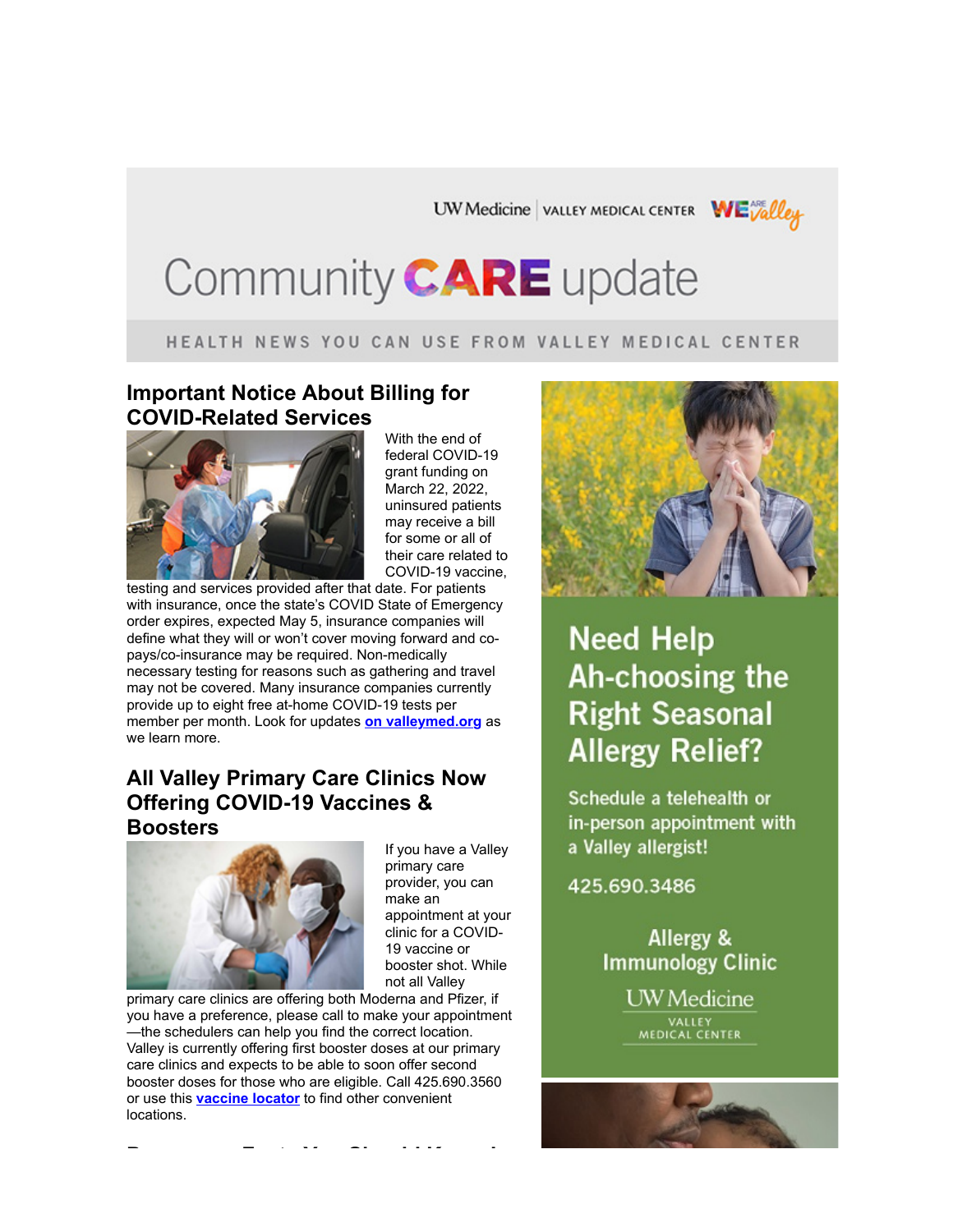UW Medicine | VALLEY MEDICAL CENTER WE ARE Valley

# Community CARE update

HEALTH NEWS YOU CAN USE FROM VALLEY MEDICAL CENTER

## Important Notice About Billing for COVID-Related Services

With the end of federal COVID-19 grant funding on March 22, 2022, uninsured patients may receive a bill for some or all of their care related to COVID-19 vaccine, testing and services provided after that date. For patients with insurance, once the state's COVID State of Emergency order expires, expected May 5, insurance companies will define what they will or won't cover moving forward and co-pays/co-insurance may be required. Non-medically necessary testing for reasons such as gathering and travel may not be covered. Many insurance companies currently provide up to eight free at-home COVID-19 tests per member per month. Look for updates **on valleymed.org** as we learn more.

## All Valley Primary Care Clinics Now Offering COVID-19 Vaccines & Boosters

If you have a Valley primary care provider, you can make an appointment at your clinic for a COVID-19 vaccine or booster shot. While not all Valley primary care clinics are offering both Moderna and Pfizer, if you have a preference, please call to make your appointment—the schedulers can help you find the correct location. Valley is currently offering first booster doses at our primary care clinics and expects to be able to soon offer second booster doses for those who are eligible. Call 425.690.3560 or use this **vaccine locator** to find other convenient locations.

Need Help Ah-choosing the Right Seasonal Allergy Relief?

Schedule a telehealth or in-person appointment with a Valley allergist!

425.690.3486

Allergy & Immunology Clinic

UW Medicine VALLEY MEDICAL CENTER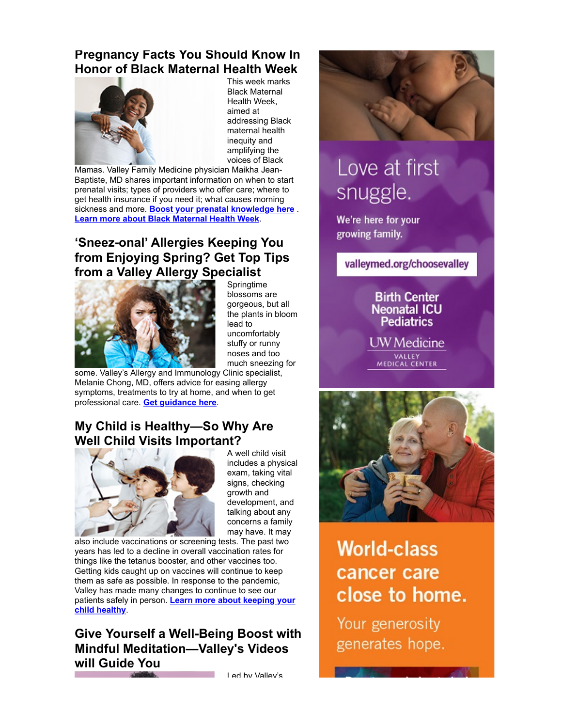## Pregnancy Facts You Should Know In Honor of Black Maternal Health Week

This week marks Black Maternal Health Week, aimed at addressing Black maternal health inequity and amplifying the voices of Black Mamas. Valley Family Medicine physician Maikha Jean-Baptiste, MD shares important information on when to start prenatal visits; types of providers who offer care; where to get health insurance if you need it; what causes morning sickness and more. **Boost your prenatal knowledge here** . **Learn more about Black Maternal Health Week**.

## 'Sneez-onal' Allergies Keeping You from Enjoying Spring? Get Top Tips from a Valley Allergy Specialist

Springtime blossoms are gorgeous, but all the plants in bloom lead to uncomfortably stuffy or runny noses and too much sneezing for some. Valley's Allergy and Immunology Clinic specialist, Melanie Chong, MD, offers advice for easing allergy symptoms, treatments to try at home, and when to get professional care. **Get guidance here**.

## My Child is Healthy—So Why Are Well Child Visits Important?

A well child visit includes a physical exam, taking vital signs, checking growth and development, and talking about any concerns a family may have. It may also include vaccinations or screening tests. The past two years has led to a decline in overall vaccination rates for things like the tetanus booster, and other vaccines too. Getting kids caught up on vaccines will continue to keep them as safe as possible. In response to the pandemic, Valley has made many changes to continue to see our patients safely in person. **Learn more about keeping your child healthy**.

## Give Yourself a Well-Being Boost with Mindful Meditation—Valley's Videos will Guide You

Led by Valley's

Love at first snuggle.

We're here for your growing family.

valleymed.org/choosevalley

Birth Center
Neonatal ICU
Pediatrics

UW Medicine
VALLEY MEDICAL CENTER

World-class cancer care close to home.

Your generosity generates hope.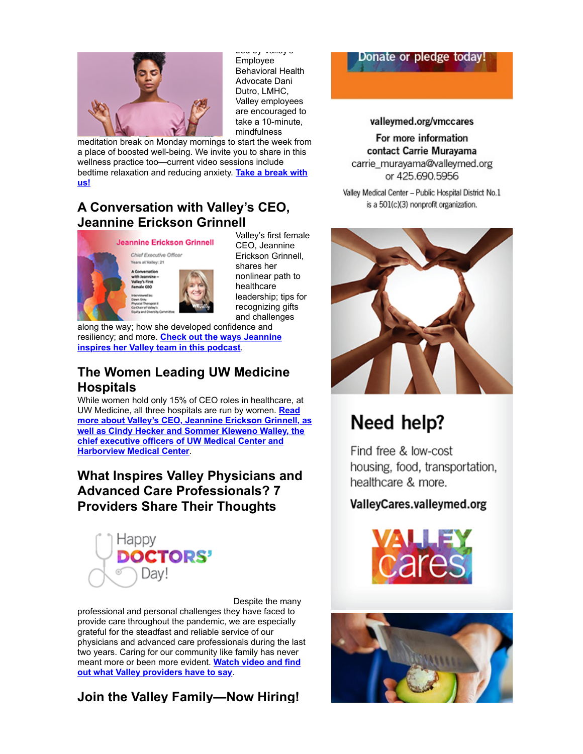Led by Valley's Employee Behavioral Health Advocate Dani Dutro, LMHC, Valley employees are encouraged to take a 10-minute, mindfulness meditation break on Monday mornings to start the week from a place of boosted well-being. We invite you to share in this wellness practice too—current video sessions include bedtime relaxation and reducing anxiety. **Take a break with us!**

## A Conversation with Valley's CEO, Jeannine Erickson Grinnell

Valley's first female CEO, Jeannine Erickson Grinnell, shares her nonlinear path to healthcare leadership; tips for recognizing gifts and challenges along the way; how she developed confidence and resiliency; and more. **Check out the ways Jeannine inspires her Valley team in this podcast**.

## The Women Leading UW Medicine Hospitals

While women hold only 15% of CEO roles in healthcare, at UW Medicine, all three hospitals are run by women. **Read more about Valley's CEO, Jeannine Erickson Grinnell, as well as Cindy Hecker and Sommer Kleweno Walley, the chief executive officers of UW Medical Center and Harborview Medical Center**.

## What Inspires Valley Physicians and Advanced Care Professionals? 7 Providers Share Their Thoughts

Happy DOCTORS' Day!

Despite the many professional and personal challenges they have faced to provide care throughout the pandemic, we are especially grateful for the steadfast and reliable service of our physicians and advanced care professionals during the last two years. Caring for our community like family has never meant more or been more evident. **Watch video and find out what Valley providers have to say**.

## Join the Valley Family—Now Hiring!

Donate or pledge today!

valleymed.org/vmccares

For more information contact Carrie Murayama
carrie_murayama@valleymed.org
or 425.690.5956

Valley Medical Center – Public Hospital District No.1 is a 501(c)(3) nonprofit organization.

**Need help?**

Find free & low-cost housing, food, transportation, healthcare & more.

**ValleyCares.valleymed.org**

VALLEY cares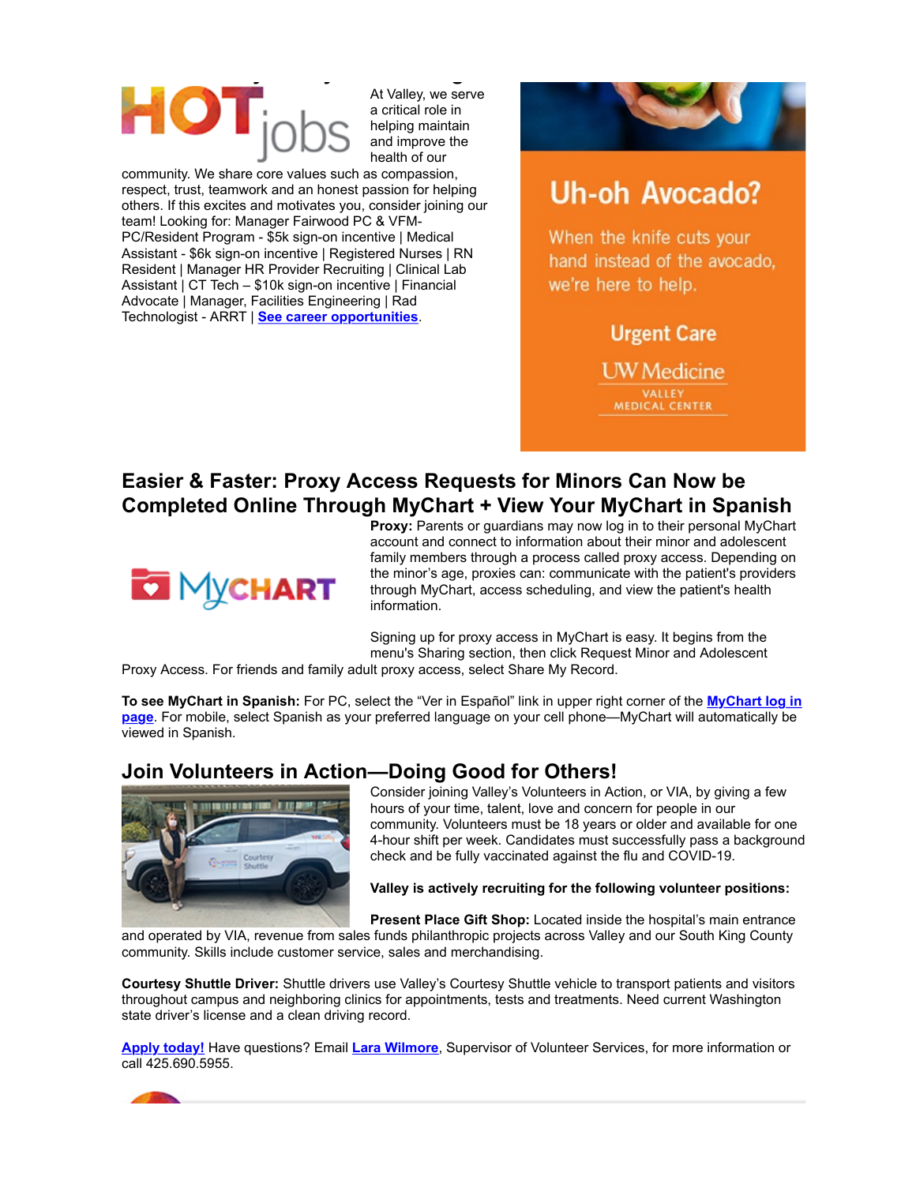HOT jobs

At Valley, we serve a critical role in helping maintain and improve the health of our community. We share core values such as compassion, respect, trust, teamwork and an honest passion for helping others. If this excites and motivates you, consider joining our team! Looking for: Manager Fairwood PC & VFM-PC/Resident Program - $5k sign-on incentive | Medical Assistant - $6k sign-on incentive | Registered Nurses | RN Resident | Manager HR Provider Recruiting | Clinical Lab Assistant | CT Tech – $10k sign-on incentive | Financial Advocate | Manager, Facilities Engineering | Rad Technologist - ARRT | **See career opportunities**.

Uh-oh Avocado?

When the knife cuts your hand instead of the avocado, we're here to help.

Urgent Care

UW Medicine
VALLEY MEDICAL CENTER

## Easier & Faster: Proxy Access Requests for Minors Can Now be Completed Online Through MyChart + View Your MyChart in Spanish

**Proxy:** Parents or guardians may now log in to their personal MyChart account and connect to information about their minor and adolescent family members through a process called proxy access. Depending on the minor's age, proxies can: communicate with the patient's providers through MyChart, access scheduling, and view the patient's health information.

Signing up for proxy access in MyChart is easy. It begins from the menu's Sharing section, then click Request Minor and Adolescent Proxy Access. For friends and family adult proxy access, select Share My Record.

**To see MyChart in Spanish:** For PC, select the "Ver in Español" link in upper right corner of the **MyChart log in page**. For mobile, select Spanish as your preferred language on your cell phone—MyChart will automatically be viewed in Spanish.

## Join Volunteers in Action—Doing Good for Others!

Consider joining Valley's Volunteers in Action, or VIA, by giving a few hours of your time, talent, love and concern for people in our community. Volunteers must be 18 years or older and available for one 4-hour shift per week. Candidates must successfully pass a background check and be fully vaccinated against the flu and COVID-19.

**Valley is actively recruiting for the following volunteer positions:**

**Present Place Gift Shop:** Located inside the hospital's main entrance and operated by VIA, revenue from sales funds philanthropic projects across Valley and our South King County community. Skills include customer service, sales and merchandising.

**Courtesy Shuttle Driver:** Shuttle drivers use Valley's Courtesy Shuttle vehicle to transport patients and visitors throughout campus and neighboring clinics for appointments, tests and treatments. Need current Washington state driver's license and a clean driving record.

**Apply today!** Have questions? Email **Lara Wilmore**, Supervisor of Volunteer Services, for more information or call 425.690.5955.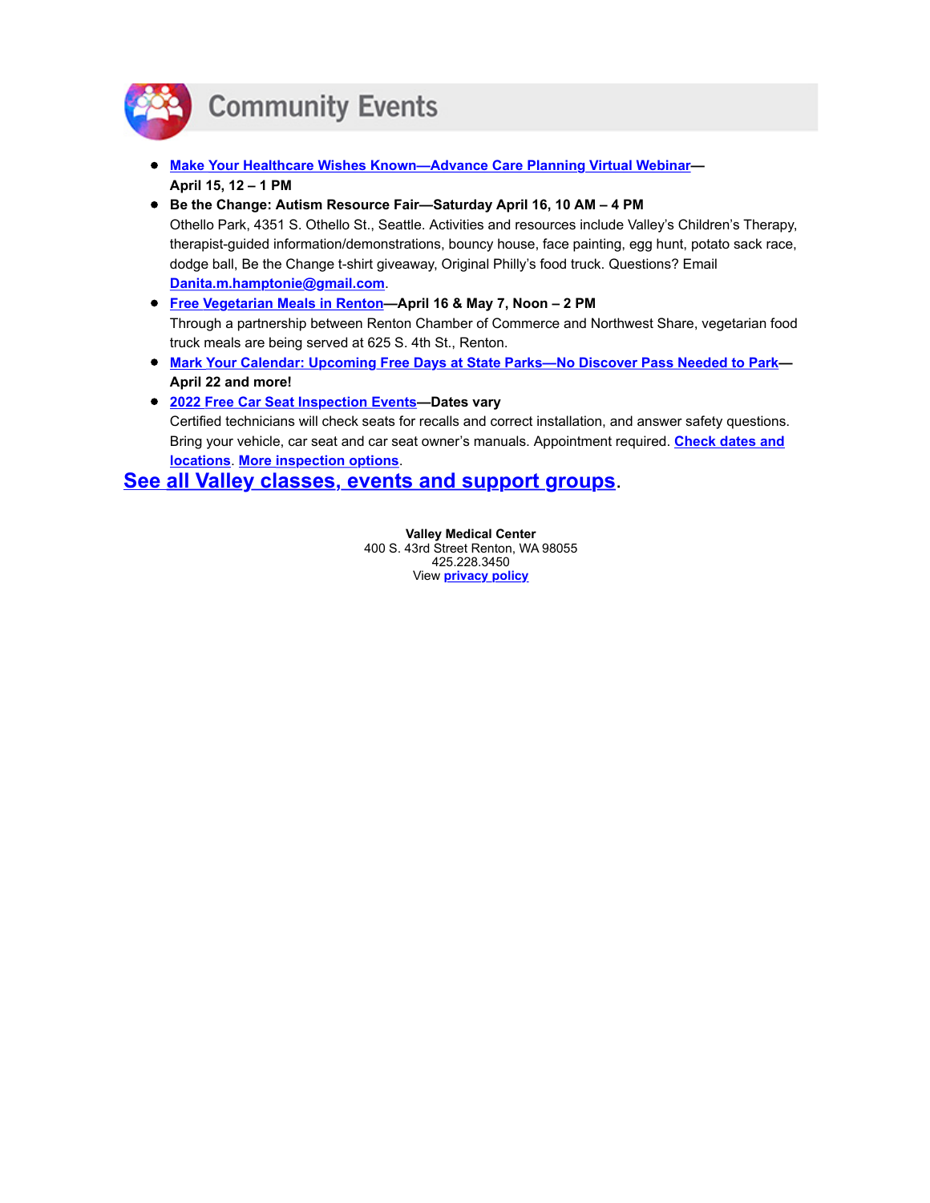## Community Events

- **Make Your Healthcare Wishes Known—Advance Care Planning Virtual Webinar—April 15, 12 – 1 PM**
- **Be the Change: Autism Resource Fair—Saturday April 16, 10 AM – 4 PM**
  Othello Park, 4351 S. Othello St., Seattle. Activities and resources include Valley's Children's Therapy, therapist-guided information/demonstrations, bouncy house, face painting, egg hunt, potato sack race, dodge ball, Be the Change t-shirt giveaway, Original Philly's food truck. Questions? Email **Danita.m.hamptonie@gmail.com**.
- **Free Vegetarian Meals in Renton—April 16 & May 7, Noon – 2 PM**
  Through a partnership between Renton Chamber of Commerce and Northwest Share, vegetarian food truck meals are being served at 625 S. 4th St., Renton.
- **Mark Your Calendar: Upcoming Free Days at State Parks—No Discover Pass Needed to Park—April 22 and more!**
- **2022 Free Car Seat Inspection Events—Dates vary**
  Certified technicians will check seats for recalls and correct installation, and answer safety questions. Bring your vehicle, car seat and car seat owner's manuals. Appointment required. **Check dates and locations**. **More inspection options**.

## See all Valley classes, events and support groups.

**Valley Medical Center**
400 S. 43rd Street Renton, WA 98055
425.228.3450
View **privacy policy**